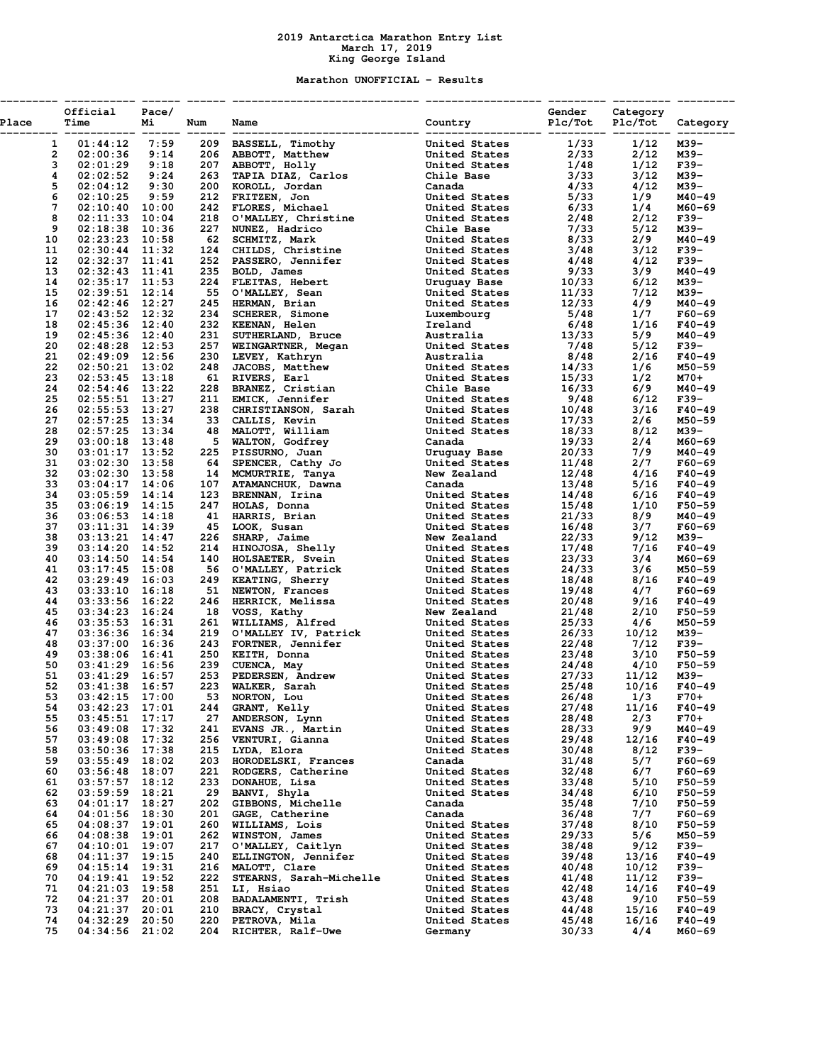# 2019 Antarctica Marathon Entry List

March 17, 2019

King George Island

## Marathon UNOFFICIAL - Results

| Place | Official Time | Pace/ Mi | Num | Name | Country | Gender Plc/Tot | Category Plc/Tot | Category |
|---|---|---|---|---|---|---|---|---|
| 1 | 01:44:12 | 7:59 | 209 | BASSELL, Timothy | United States | 1/33 | 1/12 | M39- |
| 2 | 02:00:36 | 9:14 | 206 | ABBOTT, Matthew | United States | 2/33 | 2/12 | M39- |
| 3 | 02:01:29 | 9:18 | 207 | ABBOTT, Holly | United States | 1/48 | 1/12 | F39- |
| 4 | 02:02:52 | 9:24 | 263 | TAPIA DIAZ, Carlos | Chile Base | 3/33 | 3/12 | M39- |
| 5 | 02:04:12 | 9:30 | 200 | KOROLL, Jordan | Canada | 4/33 | 4/12 | M39- |
| 6 | 02:10:25 | 9:59 | 212 | FRITZEN, Jon | United States | 5/33 | 1/9 | M40-49 |
| 7 | 02:10:40 | 10:00 | 242 | FLORES, Michael | United States | 6/33 | 1/4 | M60-69 |
| 8 | 02:11:33 | 10:04 | 218 | O'MALLEY, Christine | United States | 2/48 | 2/12 | F39- |
| 9 | 02:18:38 | 10:36 | 227 | NUNEZ, Hadrico | Chile Base | 7/33 | 5/12 | M39- |
| 10 | 02:23:23 | 10:58 | 62 | SCHMITZ, Mark | United States | 8/33 | 2/9 | M40-49 |
| 11 | 02:30:44 | 11:32 | 124 | CHILDS, Christine | United States | 3/48 | 3/12 | F39- |
| 12 | 02:32:37 | 11:41 | 252 | PASSERO, Jennifer | United States | 4/48 | 4/12 | F39- |
| 13 | 02:32:43 | 11:41 | 235 | BOLD, James | United States | 9/33 | 3/9 | M40-49 |
| 14 | 02:35:17 | 11:53 | 224 | FLEITAS, Hebert | Uruguay Base | 10/33 | 6/12 | M39- |
| 15 | 02:39:51 | 12:14 | 55 | O'MALLEY, Sean | United States | 11/33 | 7/12 | M39- |
| 16 | 02:42:46 | 12:27 | 245 | HERMAN, Brian | United States | 12/33 | 4/9 | M40-49 |
| 17 | 02:43:52 | 12:32 | 234 | SCHERER, Simone | Luxembourg | 5/48 | 1/7 | F60-69 |
| 18 | 02:45:36 | 12:40 | 232 | KEENAN, Helen | Ireland | 6/48 | 1/16 | F40-49 |
| 19 | 02:45:36 | 12:40 | 231 | SUTHERLAND, Bruce | Australia | 13/33 | 5/9 | M40-49 |
| 20 | 02:48:28 | 12:53 | 257 | WEINGARTNER, Megan | United States | 7/48 | 5/12 | F39- |
| 21 | 02:49:09 | 12:56 | 230 | LEVEY, Kathryn | Australia | 8/48 | 2/16 | F40-49 |
| 22 | 02:50:21 | 13:02 | 248 | JACOBS, Matthew | United States | 14/33 | 1/6 | M50-59 |
| 23 | 02:53:45 | 13:18 | 61 | RIVERS, Earl | United States | 15/33 | 1/2 | M70+ |
| 24 | 02:54:46 | 13:22 | 228 | BRANEZ, Cristian | Chile Base | 16/33 | 6/9 | M40-49 |
| 25 | 02:55:51 | 13:27 | 211 | EMICK, Jennifer | United States | 9/48 | 6/12 | F39- |
| 26 | 02:55:53 | 13:27 | 238 | CHRISTIANSON, Sarah | United States | 10/48 | 3/16 | F40-49 |
| 27 | 02:57:25 | 13:34 | 33 | CALLIS, Kevin | United States | 17/33 | 2/6 | M50-59 |
| 28 | 02:57:25 | 13:34 | 48 | MALOTT, William | United States | 18/33 | 8/12 | M39- |
| 29 | 03:00:18 | 13:48 | 5 | WALTON, Godfrey | Canada | 19/33 | 2/4 | M60-69 |
| 30 | 03:01:17 | 13:52 | 225 | PISSURNO, Juan | Uruguay Base | 20/33 | 7/9 | M40-49 |
| 31 | 03:02:30 | 13:58 | 64 | SPENCER, Cathy Jo | United States | 11/48 | 2/7 | F60-69 |
| 32 | 03:02:30 | 13:58 | 14 | MCMURTRIE, Tanya | New Zealand | 12/48 | 4/16 | F40-49 |
| 33 | 03:04:17 | 14:06 | 107 | ATAMANCHUK, Dawna | Canada | 13/48 | 5/16 | F40-49 |
| 34 | 03:05:59 | 14:14 | 123 | BRENNAN, Irina | United States | 14/48 | 6/16 | F40-49 |
| 35 | 03:06:19 | 14:15 | 247 | HOLAS, Donna | United States | 15/48 | 1/10 | F50-59 |
| 36 | 03:06:53 | 14:18 | 41 | HARRIS, Brian | United States | 21/33 | 8/9 | M40-49 |
| 37 | 03:11:31 | 14:39 | 45 | LOOK, Susan | United States | 16/48 | 3/7 | F60-69 |
| 38 | 03:13:21 | 14:47 | 226 | SHARP, Jaime | New Zealand | 22/33 | 9/12 | M39- |
| 39 | 03:14:20 | 14:52 | 214 | HINOJOSA, Shelly | United States | 17/48 | 7/16 | F40-49 |
| 40 | 03:14:50 | 14:54 | 140 | HOLSAETER, Svein | United States | 23/33 | 3/4 | M60-69 |
| 41 | 03:17:45 | 15:08 | 56 | O'MALLEY, Patrick | United States | 24/33 | 3/6 | M50-59 |
| 42 | 03:29:49 | 16:03 | 249 | KEATING, Sherry | United States | 18/48 | 8/16 | F40-49 |
| 43 | 03:33:10 | 16:18 | 51 | NEWTON, Frances | United States | 19/48 | 4/7 | F60-69 |
| 44 | 03:33:56 | 16:22 | 246 | HERRICK, Melissa | United States | 20/48 | 9/16 | F40-49 |
| 45 | 03:34:23 | 16:24 | 18 | VOSS, Kathy | New Zealand | 21/48 | 2/10 | F50-59 |
| 46 | 03:35:53 | 16:31 | 261 | WILLIAMS, Alfred | United States | 25/33 | 4/6 | M50-59 |
| 47 | 03:36:36 | 16:34 | 219 | O'MALLEY IV, Patrick | United States | 26/33 | 10/12 | M39- |
| 48 | 03:37:00 | 16:36 | 243 | FORTNER, Jennifer | United States | 22/48 | 7/12 | F39- |
| 49 | 03:38:06 | 16:41 | 250 | KEITH, Donna | United States | 23/48 | 3/10 | F50-59 |
| 50 | 03:41:29 | 16:56 | 239 | CUENCA, May | United States | 24/48 | 4/10 | F50-59 |
| 51 | 03:41:29 | 16:57 | 253 | PEDERSEN, Andrew | United States | 27/33 | 11/12 | M39- |
| 52 | 03:41:38 | 16:57 | 223 | WALKER, Sarah | United States | 25/48 | 10/16 | F40-49 |
| 53 | 03:42:15 | 17:00 | 53 | NORTON, Lou | United States | 26/48 | 1/3 | F70+ |
| 54 | 03:42:23 | 17:01 | 244 | GRANT, Kelly | United States | 27/48 | 11/16 | F40-49 |
| 55 | 03:45:51 | 17:17 | 27 | ANDERSON, Lynn | United States | 28/48 | 2/3 | F70+ |
| 56 | 03:49:08 | 17:32 | 241 | EVANS JR., Martin | United States | 28/33 | 9/9 | M40-49 |
| 57 | 03:49:08 | 17:32 | 256 | VENTURI, Gianna | United States | 29/48 | 12/16 | F40-49 |
| 58 | 03:50:36 | 17:38 | 215 | LYDA, Elora | United States | 30/48 | 8/12 | F39- |
| 59 | 03:55:49 | 18:02 | 203 | HORODELSKI, Frances | Canada | 31/48 | 5/7 | F60-69 |
| 60 | 03:56:48 | 18:07 | 221 | RODGERS, Catherine | United States | 32/48 | 6/7 | F60-69 |
| 61 | 03:57:57 | 18:12 | 233 | DONAHUE, Lisa | United States | 33/48 | 5/10 | F50-59 |
| 62 | 03:59:59 | 18:21 | 29 | BANVI, Shyla | United States | 34/48 | 6/10 | F50-59 |
| 63 | 04:01:17 | 18:27 | 202 | GIBBONS, Michelle | Canada | 35/48 | 7/10 | F50-59 |
| 64 | 04:01:56 | 18:30 | 201 | GAGE, Catherine | Canada | 36/48 | 7/7 | F60-69 |
| 65 | 04:08:37 | 19:01 | 260 | WILLIAMS, Lois | United States | 37/48 | 8/10 | F50-59 |
| 66 | 04:08:38 | 19:01 | 262 | WINSTON, James | United States | 29/33 | 5/6 | M50-59 |
| 67 | 04:10:01 | 19:07 | 217 | O'MALLEY, Caitlyn | United States | 38/48 | 9/12 | F39- |
| 68 | 04:11:37 | 19:15 | 240 | ELLINGTON, Jennifer | United States | 39/48 | 13/16 | F40-49 |
| 69 | 04:15:14 | 19:31 | 216 | MALOTT, Clare | United States | 40/48 | 10/12 | F39- |
| 70 | 04:19:41 | 19:52 | 222 | STEARNS, Sarah-Michelle | United States | 41/48 | 11/12 | F39- |
| 71 | 04:21:03 | 19:58 | 251 | LI, Hsiao | United States | 42/48 | 14/16 | F40-49 |
| 72 | 04:21:37 | 20:01 | 208 | BADALAMENTI, Trish | United States | 43/48 | 9/10 | F50-59 |
| 73 | 04:21:37 | 20:01 | 210 | BRACY, Crystal | United States | 44/48 | 15/16 | F40-49 |
| 74 | 04:32:29 | 20:50 | 220 | PETROVA, Mila | United States | 45/48 | 16/16 | F40-49 |
| 75 | 04:34:56 | 21:02 | 204 | RICHTER, Ralf-Uwe | Germany | 30/33 | 4/4 | M60-69 |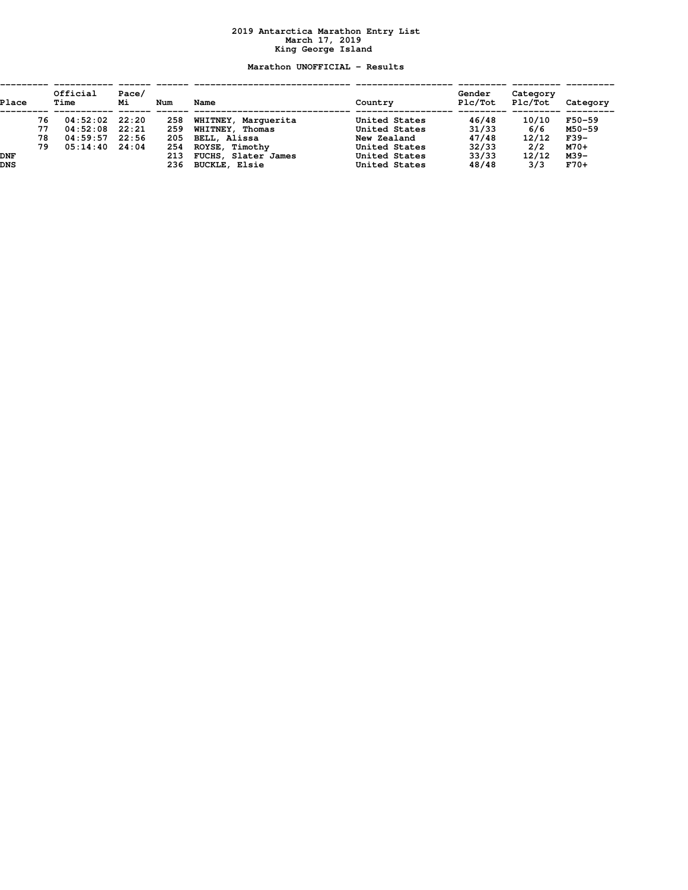**2019 Antarctica Marathon Entry List**
**March 17, 2019**
**King George Island**

**Marathon UNOFFICIAL - Results**

| Place | Official Time | Pace/ Mi | Num | Name | Country | Gender Plc/Tot | Category Plc/Tot | Category |
|---|---|---|---|---|---|---|---|---|
| 76 | 04:52:02 | 22:20 | 258 | WHITNEY, Marguerita | United States | 46/48 | 10/10 | F50-59 |
| 77 | 04:52:08 | 22:21 | 259 | WHITNEY, Thomas | United States | 31/33 | 6/6 | M50-59 |
| 78 | 04:59:57 | 22:56 | 205 | BELL, Alissa | New Zealand | 47/48 | 12/12 | F39- |
| 79 | 05:14:40 | 24:04 | 254 | ROYSE, Timothy | United States | 32/33 | 2/2 | M70+ |
| DNF | | | 213 | FUCHS, Slater James | United States | 33/33 | 12/12 | M39- |
| DNS | | | 236 | BUCKLE, Elsie | United States | 48/48 | 3/3 | F70+ |